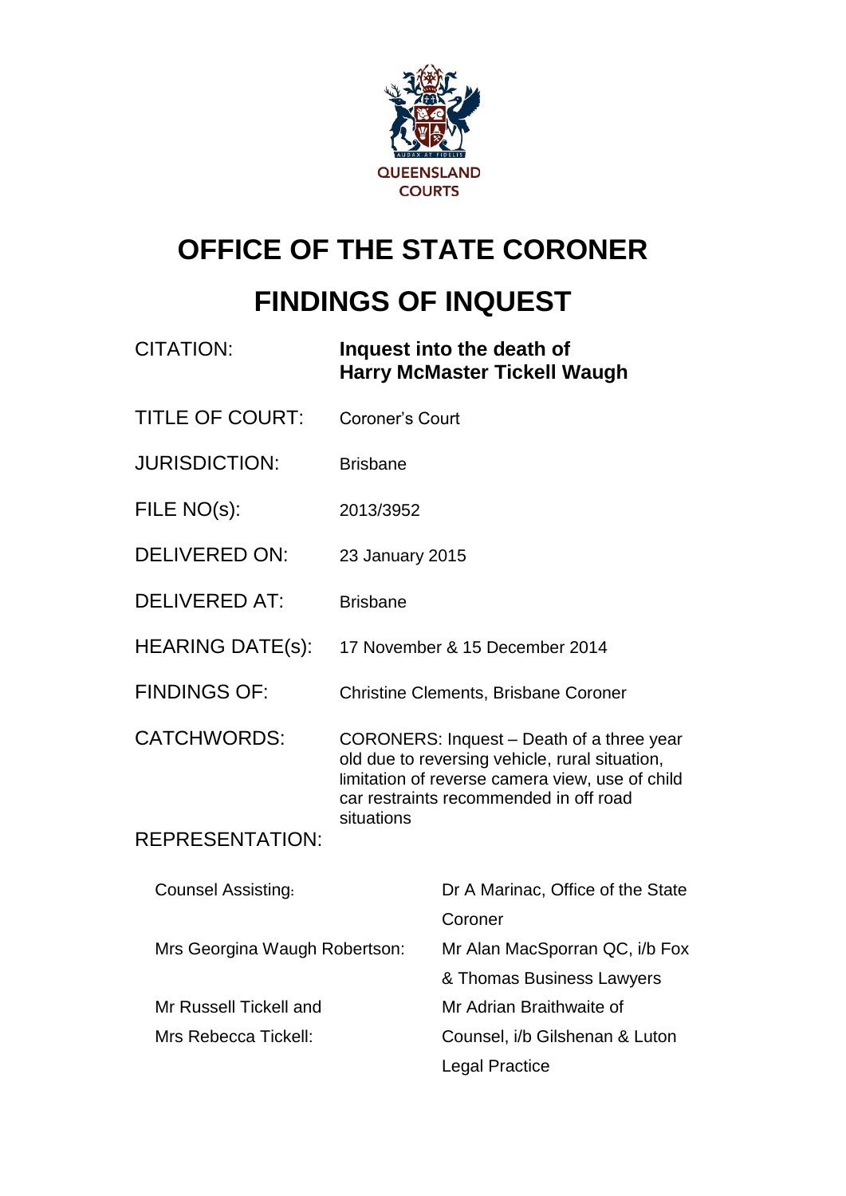QUEENSLAND COURTS

# OFFICE OF THE STATE CORONER

# FINDINGS OF INQUEST

| | |
|---|---|
| CITATION: | **Inquest into the death of Harry McMaster Tickell Waugh** |
| TITLE OF COURT: | Coroner's Court |
| JURISDICTION: | Brisbane |
| FILE NO(s): | 2013/3952 |
| DELIVERED ON: | 23 January 2015 |
| DELIVERED AT: | Brisbane |
| HEARING DATE(s): | 17 November & 15 December 2014 |
| FINDINGS OF: | Christine Clements, Brisbane Coroner |
| CATCHWORDS: | CORONERS: Inquest – Death of a three year old due to reversing vehicle, rural situation, limitation of reverse camera view, use of child car restraints recommended in off road situations |

REPRESENTATION:

| | |
|---|---|
| Counsel Assisting: | Dr A Marinac, Office of the State Coroner |
| Mrs Georgina Waugh Robertson: | Mr Alan MacSporran QC, i/b Fox & Thomas Business Lawyers |
| Mr Russell Tickell and Mrs Rebecca Tickell: | Mr Adrian Braithwaite of Counsel, i/b Gilshenan & Luton Legal Practice |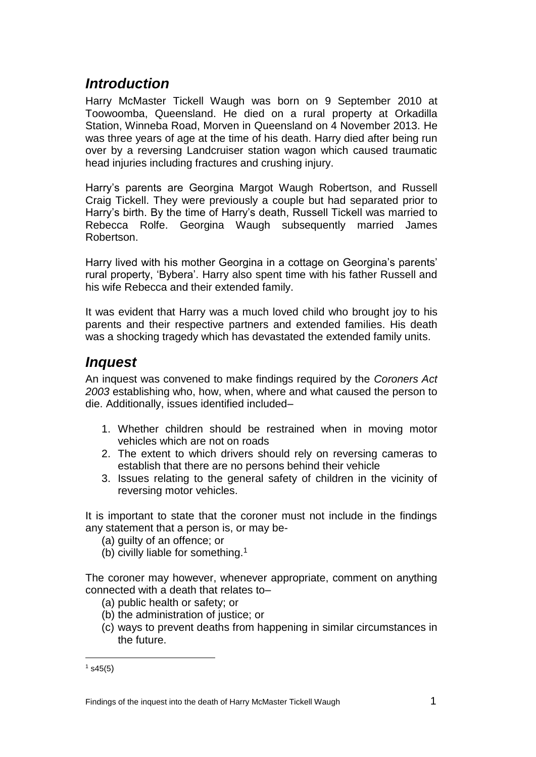## *Introduction*

Harry McMaster Tickell Waugh was born on 9 September 2010 at Toowoomba, Queensland. He died on a rural property at Orkadilla Station, Winneba Road, Morven in Queensland on 4 November 2013. He was three years of age at the time of his death. Harry died after being run over by a reversing Landcruiser station wagon which caused traumatic head injuries including fractures and crushing injury.

Harry's parents are Georgina Margot Waugh Robertson, and Russell Craig Tickell. They were previously a couple but had separated prior to Harry's birth. By the time of Harry's death, Russell Tickell was married to Rebecca Rolfe. Georgina Waugh subsequently married James Robertson.

Harry lived with his mother Georgina in a cottage on Georgina's parents' rural property, 'Bybera'. Harry also spent time with his father Russell and his wife Rebecca and their extended family.

It was evident that Harry was a much loved child who brought joy to his parents and their respective partners and extended families. His death was a shocking tragedy which has devastated the extended family units.

## *Inquest*

An inquest was convened to make findings required by the *Coroners Act 2003* establishing who, how, when, where and what caused the person to die. Additionally, issues identified included–

1. Whether children should be restrained when in moving motor vehicles which are not on roads
2. The extent to which drivers should rely on reversing cameras to establish that there are no persons behind their vehicle
3. Issues relating to the general safety of children in the vicinity of reversing motor vehicles.

It is important to state that the coroner must not include in the findings any statement that a person is, or may be-

(a) guilty of an offence; or
(b) civilly liable for something.[1]

The coroner may however, whenever appropriate, comment on anything connected with a death that relates to–

(a) public health or safety; or
(b) the administration of justice; or
(c) ways to prevent deaths from happening in similar circumstances in the future.

---

[1] s45(5)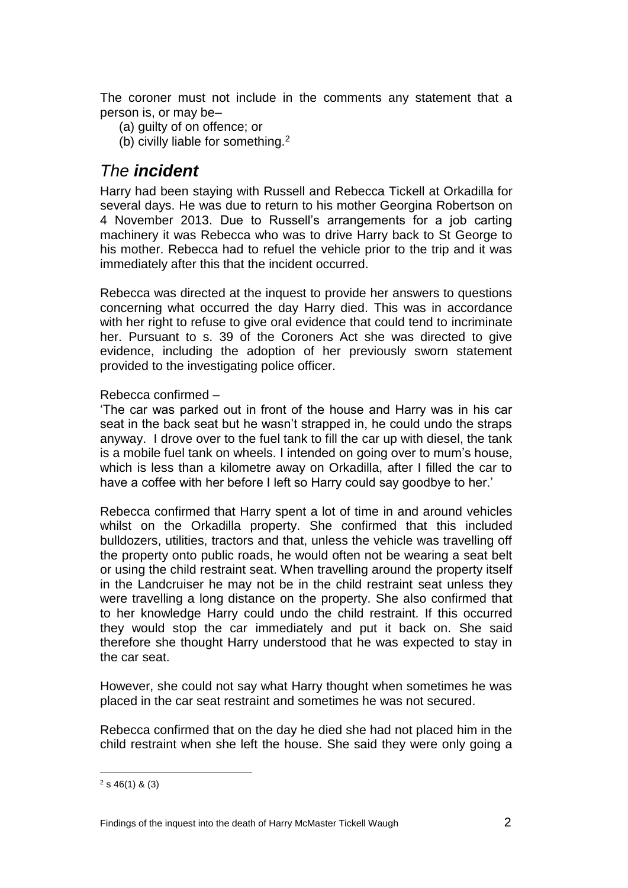The coroner must not include in the comments any statement that a person is, or may be–

(a) guilty of on offence; or
(b) civilly liable for something.[2]

## *The **incident***

Harry had been staying with Russell and Rebecca Tickell at Orkadilla for several days. He was due to return to his mother Georgina Robertson on 4 November 2013. Due to Russell's arrangements for a job carting machinery it was Rebecca who was to drive Harry back to St George to his mother. Rebecca had to refuel the vehicle prior to the trip and it was immediately after this that the incident occurred.

Rebecca was directed at the inquest to provide her answers to questions concerning what occurred the day Harry died. This was in accordance with her right to refuse to give oral evidence that could tend to incriminate her. Pursuant to s. 39 of the Coroners Act she was directed to give evidence, including the adoption of her previously sworn statement provided to the investigating police officer.

Rebecca confirmed –

'The car was parked out in front of the house and Harry was in his car seat in the back seat but he wasn't strapped in, he could undo the straps anyway. I drove over to the fuel tank to fill the car up with diesel, the tank is a mobile fuel tank on wheels. I intended on going over to mum's house, which is less than a kilometre away on Orkadilla, after I filled the car to have a coffee with her before I left so Harry could say goodbye to her.'

Rebecca confirmed that Harry spent a lot of time in and around vehicles whilst on the Orkadilla property. She confirmed that this included bulldozers, utilities, tractors and that, unless the vehicle was travelling off the property onto public roads, he would often not be wearing a seat belt or using the child restraint seat. When travelling around the property itself in the Landcruiser he may not be in the child restraint seat unless they were travelling a long distance on the property. She also confirmed that to her knowledge Harry could undo the child restraint. If this occurred they would stop the car immediately and put it back on. She said therefore she thought Harry understood that he was expected to stay in the car seat.

However, she could not say what Harry thought when sometimes he was placed in the car seat restraint and sometimes he was not secured.

Rebecca confirmed that on the day he died she had not placed him in the child restraint when she left the house. She said they were only going a

---

[2] s 46(1) & (3)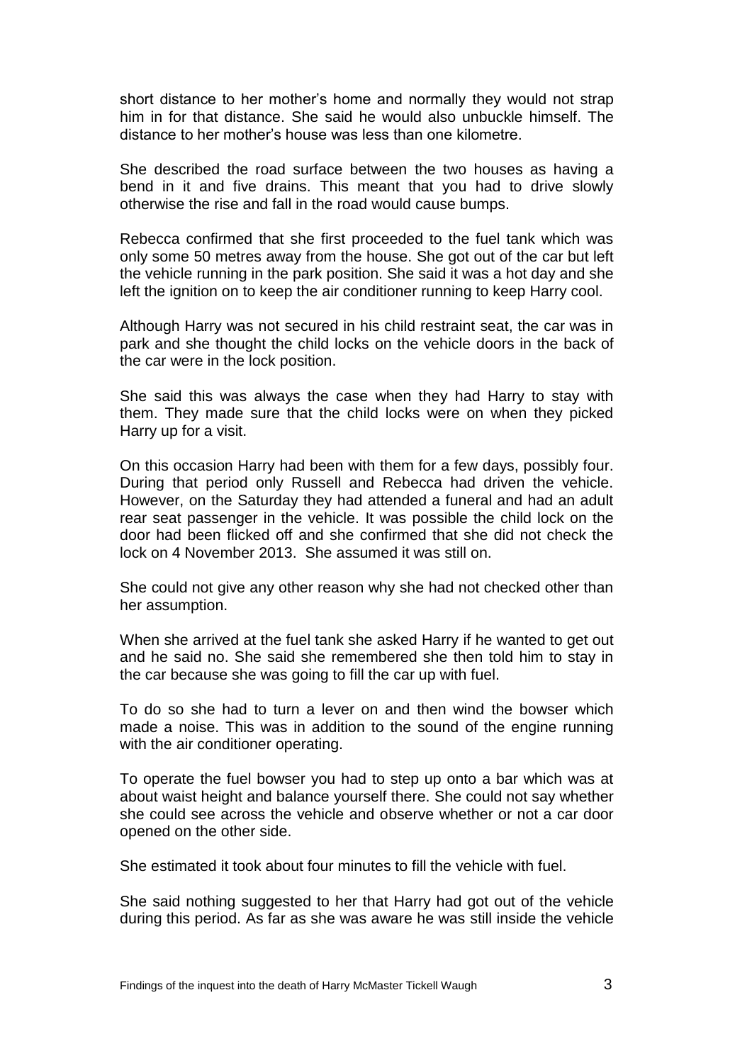short distance to her mother's home and normally they would not strap him in for that distance. She said he would also unbuckle himself. The distance to her mother's house was less than one kilometre.

She described the road surface between the two houses as having a bend in it and five drains. This meant that you had to drive slowly otherwise the rise and fall in the road would cause bumps.

Rebecca confirmed that she first proceeded to the fuel tank which was only some 50 metres away from the house. She got out of the car but left the vehicle running in the park position. She said it was a hot day and she left the ignition on to keep the air conditioner running to keep Harry cool.

Although Harry was not secured in his child restraint seat, the car was in park and she thought the child locks on the vehicle doors in the back of the car were in the lock position.

She said this was always the case when they had Harry to stay with them. They made sure that the child locks were on when they picked Harry up for a visit.

On this occasion Harry had been with them for a few days, possibly four. During that period only Russell and Rebecca had driven the vehicle. However, on the Saturday they had attended a funeral and had an adult rear seat passenger in the vehicle. It was possible the child lock on the door had been flicked off and she confirmed that she did not check the lock on 4 November 2013. She assumed it was still on.

She could not give any other reason why she had not checked other than her assumption.

When she arrived at the fuel tank she asked Harry if he wanted to get out and he said no. She said she remembered she then told him to stay in the car because she was going to fill the car up with fuel.

To do so she had to turn a lever on and then wind the bowser which made a noise. This was in addition to the sound of the engine running with the air conditioner operating.

To operate the fuel bowser you had to step up onto a bar which was at about waist height and balance yourself there. She could not say whether she could see across the vehicle and observe whether or not a car door opened on the other side.

She estimated it took about four minutes to fill the vehicle with fuel.

She said nothing suggested to her that Harry had got out of the vehicle during this period. As far as she was aware he was still inside the vehicle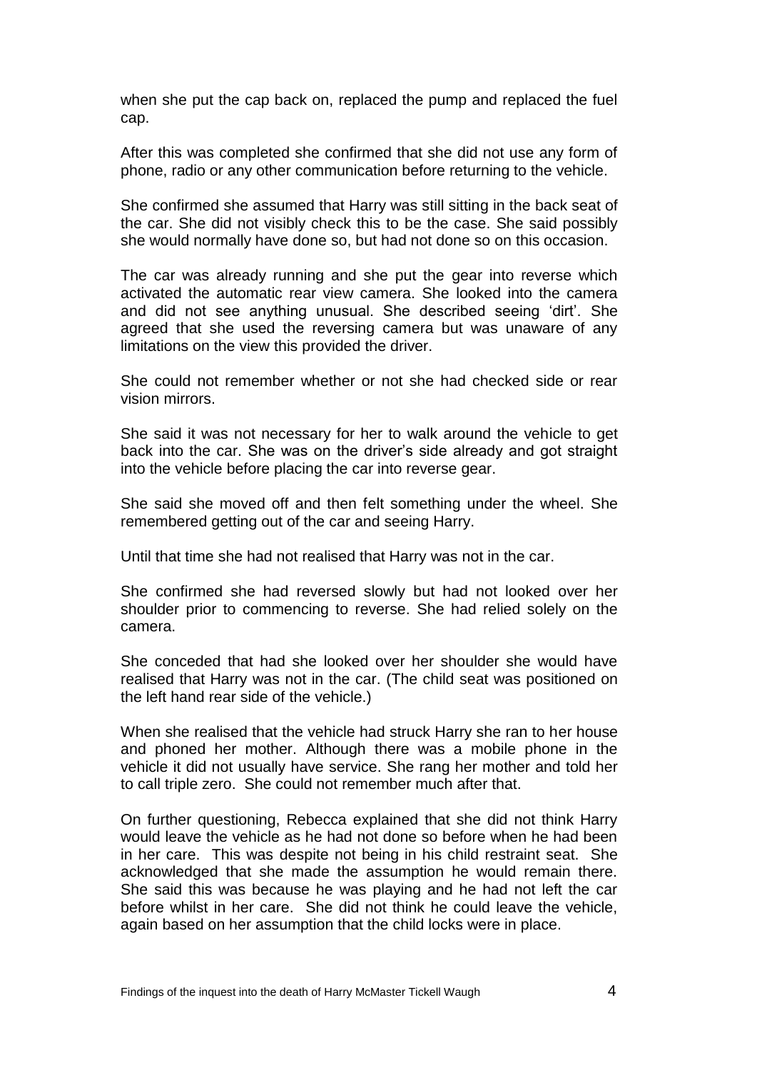when she put the cap back on, replaced the pump and replaced the fuel cap.

After this was completed she confirmed that she did not use any form of phone, radio or any other communication before returning to the vehicle.

She confirmed she assumed that Harry was still sitting in the back seat of the car. She did not visibly check this to be the case. She said possibly she would normally have done so, but had not done so on this occasion.

The car was already running and she put the gear into reverse which activated the automatic rear view camera. She looked into the camera and did not see anything unusual. She described seeing 'dirt'. She agreed that she used the reversing camera but was unaware of any limitations on the view this provided the driver.

She could not remember whether or not she had checked side or rear vision mirrors.

She said it was not necessary for her to walk around the vehicle to get back into the car. She was on the driver's side already and got straight into the vehicle before placing the car into reverse gear.

She said she moved off and then felt something under the wheel. She remembered getting out of the car and seeing Harry.

Until that time she had not realised that Harry was not in the car.

She confirmed she had reversed slowly but had not looked over her shoulder prior to commencing to reverse. She had relied solely on the camera.

She conceded that had she looked over her shoulder she would have realised that Harry was not in the car. (The child seat was positioned on the left hand rear side of the vehicle.)

When she realised that the vehicle had struck Harry she ran to her house and phoned her mother. Although there was a mobile phone in the vehicle it did not usually have service. She rang her mother and told her to call triple zero. She could not remember much after that.

On further questioning, Rebecca explained that she did not think Harry would leave the vehicle as he had not done so before when he had been in her care. This was despite not being in his child restraint seat. She acknowledged that she made the assumption he would remain there. She said this was because he was playing and he had not left the car before whilst in her care. She did not think he could leave the vehicle, again based on her assumption that the child locks were in place.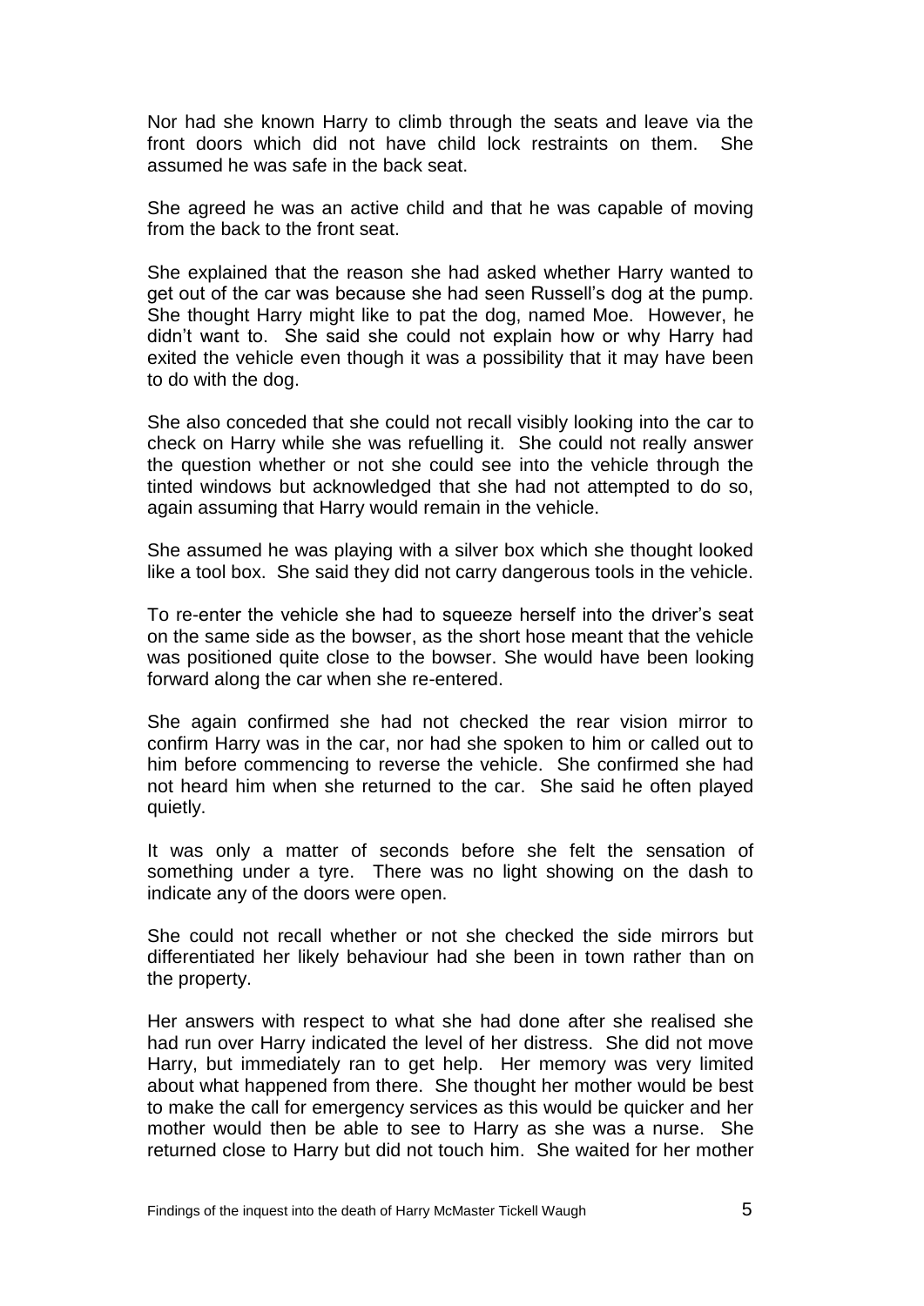Nor had she known Harry to climb through the seats and leave via the front doors which did not have child lock restraints on them. She assumed he was safe in the back seat.

She agreed he was an active child and that he was capable of moving from the back to the front seat.

She explained that the reason she had asked whether Harry wanted to get out of the car was because she had seen Russell's dog at the pump. She thought Harry might like to pat the dog, named Moe. However, he didn't want to. She said she could not explain how or why Harry had exited the vehicle even though it was a possibility that it may have been to do with the dog.

She also conceded that she could not recall visibly looking into the car to check on Harry while she was refuelling it. She could not really answer the question whether or not she could see into the vehicle through the tinted windows but acknowledged that she had not attempted to do so, again assuming that Harry would remain in the vehicle.

She assumed he was playing with a silver box which she thought looked like a tool box. She said they did not carry dangerous tools in the vehicle.

To re-enter the vehicle she had to squeeze herself into the driver's seat on the same side as the bowser, as the short hose meant that the vehicle was positioned quite close to the bowser. She would have been looking forward along the car when she re-entered.

She again confirmed she had not checked the rear vision mirror to confirm Harry was in the car, nor had she spoken to him or called out to him before commencing to reverse the vehicle. She confirmed she had not heard him when she returned to the car. She said he often played quietly.

It was only a matter of seconds before she felt the sensation of something under a tyre. There was no light showing on the dash to indicate any of the doors were open.

She could not recall whether or not she checked the side mirrors but differentiated her likely behaviour had she been in town rather than on the property.

Her answers with respect to what she had done after she realised she had run over Harry indicated the level of her distress. She did not move Harry, but immediately ran to get help. Her memory was very limited about what happened from there. She thought her mother would be best to make the call for emergency services as this would be quicker and her mother would then be able to see to Harry as she was a nurse. She returned close to Harry but did not touch him. She waited for her mother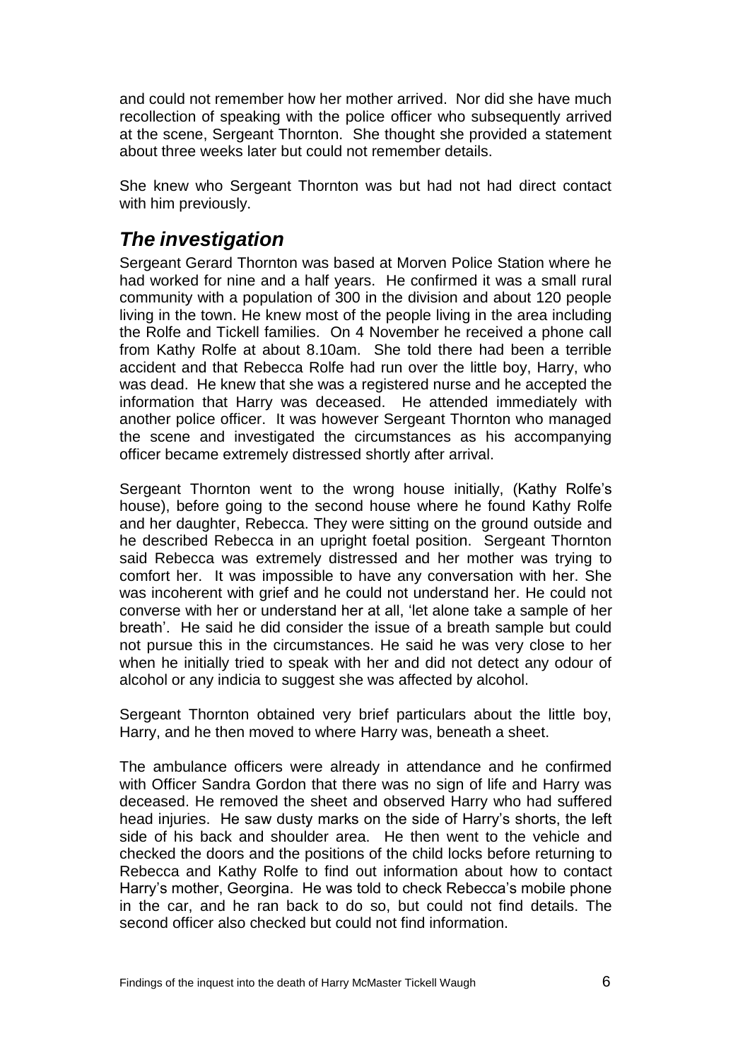and could not remember how her mother arrived. Nor did she have much recollection of speaking with the police officer who subsequently arrived at the scene, Sergeant Thornton. She thought she provided a statement about three weeks later but could not remember details.

She knew who Sergeant Thornton was but had not had direct contact with him previously.

## *The investigation*

Sergeant Gerard Thornton was based at Morven Police Station where he had worked for nine and a half years. He confirmed it was a small rural community with a population of 300 in the division and about 120 people living in the town. He knew most of the people living in the area including the Rolfe and Tickell families. On 4 November he received a phone call from Kathy Rolfe at about 8.10am. She told there had been a terrible accident and that Rebecca Rolfe had run over the little boy, Harry, who was dead. He knew that she was a registered nurse and he accepted the information that Harry was deceased. He attended immediately with another police officer. It was however Sergeant Thornton who managed the scene and investigated the circumstances as his accompanying officer became extremely distressed shortly after arrival.

Sergeant Thornton went to the wrong house initially, (Kathy Rolfe's house), before going to the second house where he found Kathy Rolfe and her daughter, Rebecca. They were sitting on the ground outside and he described Rebecca in an upright foetal position. Sergeant Thornton said Rebecca was extremely distressed and her mother was trying to comfort her. It was impossible to have any conversation with her. She was incoherent with grief and he could not understand her. He could not converse with her or understand her at all, 'let alone take a sample of her breath'. He said he did consider the issue of a breath sample but could not pursue this in the circumstances. He said he was very close to her when he initially tried to speak with her and did not detect any odour of alcohol or any indicia to suggest she was affected by alcohol.

Sergeant Thornton obtained very brief particulars about the little boy, Harry, and he then moved to where Harry was, beneath a sheet.

The ambulance officers were already in attendance and he confirmed with Officer Sandra Gordon that there was no sign of life and Harry was deceased. He removed the sheet and observed Harry who had suffered head injuries. He saw dusty marks on the side of Harry's shorts, the left side of his back and shoulder area. He then went to the vehicle and checked the doors and the positions of the child locks before returning to Rebecca and Kathy Rolfe to find out information about how to contact Harry's mother, Georgina. He was told to check Rebecca's mobile phone in the car, and he ran back to do so, but could not find details. The second officer also checked but could not find information.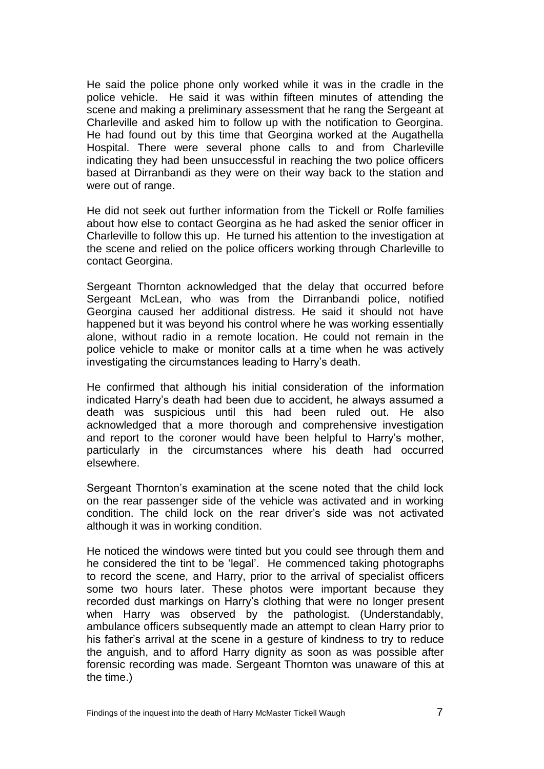He said the police phone only worked while it was in the cradle in the police vehicle. He said it was within fifteen minutes of attending the scene and making a preliminary assessment that he rang the Sergeant at Charleville and asked him to follow up with the notification to Georgina. He had found out by this time that Georgina worked at the Augathella Hospital. There were several phone calls to and from Charleville indicating they had been unsuccessful in reaching the two police officers based at Dirranbandi as they were on their way back to the station and were out of range.

He did not seek out further information from the Tickell or Rolfe families about how else to contact Georgina as he had asked the senior officer in Charleville to follow this up. He turned his attention to the investigation at the scene and relied on the police officers working through Charleville to contact Georgina.

Sergeant Thornton acknowledged that the delay that occurred before Sergeant McLean, who was from the Dirranbandi police, notified Georgina caused her additional distress. He said it should not have happened but it was beyond his control where he was working essentially alone, without radio in a remote location. He could not remain in the police vehicle to make or monitor calls at a time when he was actively investigating the circumstances leading to Harry's death.

He confirmed that although his initial consideration of the information indicated Harry's death had been due to accident, he always assumed a death was suspicious until this had been ruled out. He also acknowledged that a more thorough and comprehensive investigation and report to the coroner would have been helpful to Harry's mother, particularly in the circumstances where his death had occurred elsewhere.

Sergeant Thornton's examination at the scene noted that the child lock on the rear passenger side of the vehicle was activated and in working condition. The child lock on the rear driver's side was not activated although it was in working condition.

He noticed the windows were tinted but you could see through them and he considered the tint to be 'legal'. He commenced taking photographs to record the scene, and Harry, prior to the arrival of specialist officers some two hours later. These photos were important because they recorded dust markings on Harry's clothing that were no longer present when Harry was observed by the pathologist. (Understandably, ambulance officers subsequently made an attempt to clean Harry prior to his father's arrival at the scene in a gesture of kindness to try to reduce the anguish, and to afford Harry dignity as soon as was possible after forensic recording was made. Sergeant Thornton was unaware of this at the time.)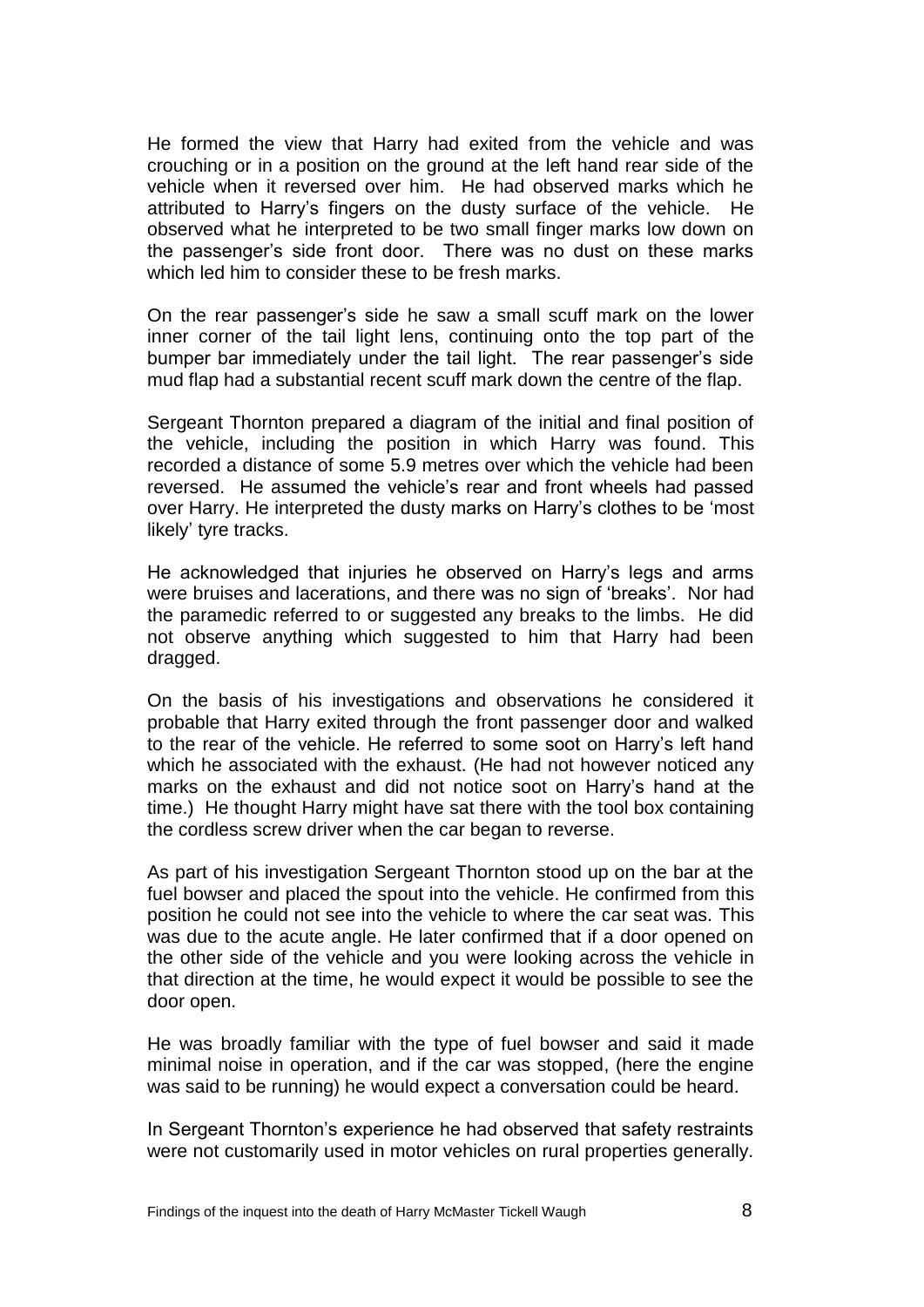He formed the view that Harry had exited from the vehicle and was crouching or in a position on the ground at the left hand rear side of the vehicle when it reversed over him. He had observed marks which he attributed to Harry's fingers on the dusty surface of the vehicle. He observed what he interpreted to be two small finger marks low down on the passenger's side front door. There was no dust on these marks which led him to consider these to be fresh marks.

On the rear passenger's side he saw a small scuff mark on the lower inner corner of the tail light lens, continuing onto the top part of the bumper bar immediately under the tail light. The rear passenger's side mud flap had a substantial recent scuff mark down the centre of the flap.

Sergeant Thornton prepared a diagram of the initial and final position of the vehicle, including the position in which Harry was found. This recorded a distance of some 5.9 metres over which the vehicle had been reversed. He assumed the vehicle's rear and front wheels had passed over Harry. He interpreted the dusty marks on Harry's clothes to be 'most likely' tyre tracks.

He acknowledged that injuries he observed on Harry's legs and arms were bruises and lacerations, and there was no sign of 'breaks'. Nor had the paramedic referred to or suggested any breaks to the limbs. He did not observe anything which suggested to him that Harry had been dragged.

On the basis of his investigations and observations he considered it probable that Harry exited through the front passenger door and walked to the rear of the vehicle. He referred to some soot on Harry's left hand which he associated with the exhaust. (He had not however noticed any marks on the exhaust and did not notice soot on Harry's hand at the time.) He thought Harry might have sat there with the tool box containing the cordless screw driver when the car began to reverse.

As part of his investigation Sergeant Thornton stood up on the bar at the fuel bowser and placed the spout into the vehicle. He confirmed from this position he could not see into the vehicle to where the car seat was. This was due to the acute angle. He later confirmed that if a door opened on the other side of the vehicle and you were looking across the vehicle in that direction at the time, he would expect it would be possible to see the door open.

He was broadly familiar with the type of fuel bowser and said it made minimal noise in operation, and if the car was stopped, (here the engine was said to be running) he would expect a conversation could be heard.

In Sergeant Thornton's experience he had observed that safety restraints were not customarily used in motor vehicles on rural properties generally.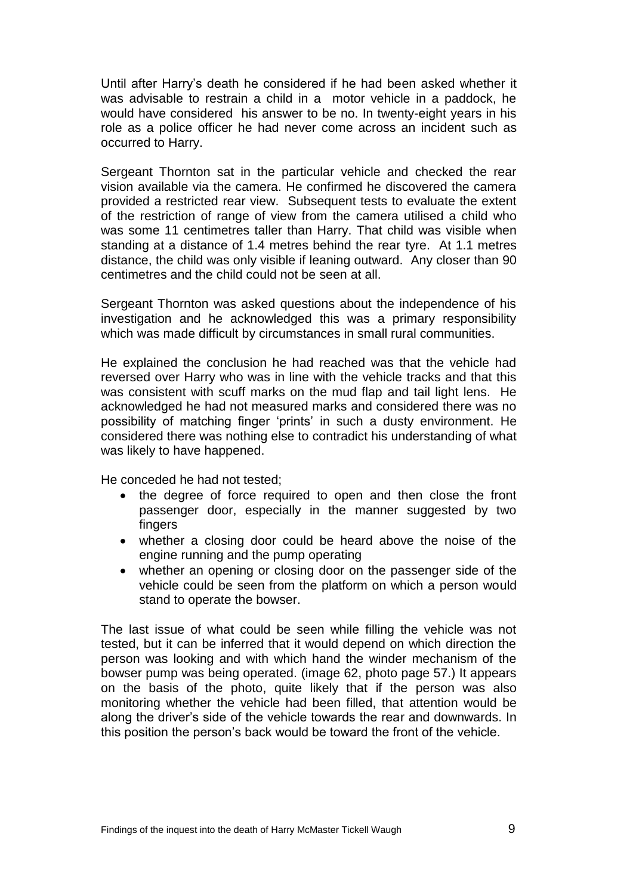Until after Harry's death he considered if he had been asked whether it was advisable to restrain a child in a motor vehicle in a paddock, he would have considered his answer to be no. In twenty-eight years in his role as a police officer he had never come across an incident such as occurred to Harry.

Sergeant Thornton sat in the particular vehicle and checked the rear vision available via the camera. He confirmed he discovered the camera provided a restricted rear view. Subsequent tests to evaluate the extent of the restriction of range of view from the camera utilised a child who was some 11 centimetres taller than Harry. That child was visible when standing at a distance of 1.4 metres behind the rear tyre. At 1.1 metres distance, the child was only visible if leaning outward. Any closer than 90 centimetres and the child could not be seen at all.

Sergeant Thornton was asked questions about the independence of his investigation and he acknowledged this was a primary responsibility which was made difficult by circumstances in small rural communities.

He explained the conclusion he had reached was that the vehicle had reversed over Harry who was in line with the vehicle tracks and that this was consistent with scuff marks on the mud flap and tail light lens. He acknowledged he had not measured marks and considered there was no possibility of matching finger 'prints' in such a dusty environment. He considered there was nothing else to contradict his understanding of what was likely to have happened.

He conceded he had not tested;

- the degree of force required to open and then close the front passenger door, especially in the manner suggested by two fingers
- whether a closing door could be heard above the noise of the engine running and the pump operating
- whether an opening or closing door on the passenger side of the vehicle could be seen from the platform on which a person would stand to operate the bowser.

The last issue of what could be seen while filling the vehicle was not tested, but it can be inferred that it would depend on which direction the person was looking and with which hand the winder mechanism of the bowser pump was being operated. (image 62, photo page 57.) It appears on the basis of the photo, quite likely that if the person was also monitoring whether the vehicle had been filled, that attention would be along the driver's side of the vehicle towards the rear and downwards. In this position the person's back would be toward the front of the vehicle.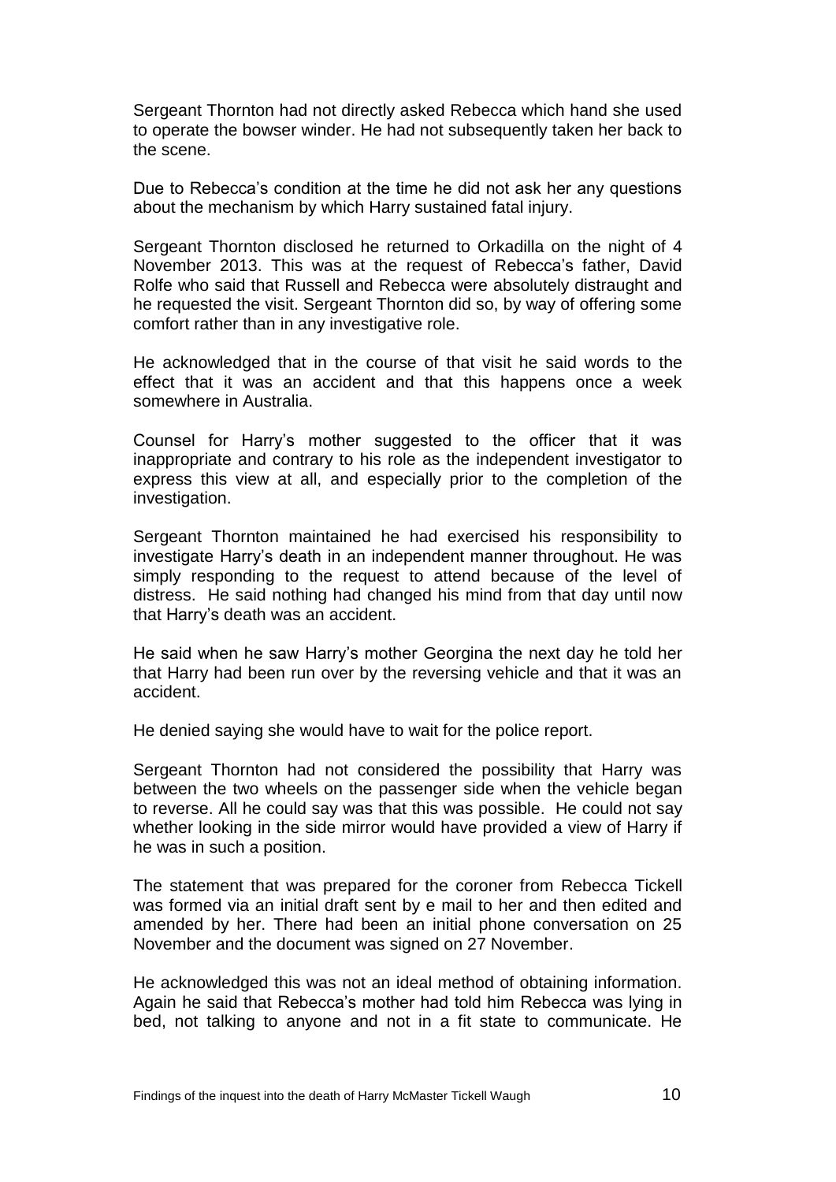Sergeant Thornton had not directly asked Rebecca which hand she used to operate the bowser winder. He had not subsequently taken her back to the scene.

Due to Rebecca's condition at the time he did not ask her any questions about the mechanism by which Harry sustained fatal injury.

Sergeant Thornton disclosed he returned to Orkadilla on the night of 4 November 2013. This was at the request of Rebecca's father, David Rolfe who said that Russell and Rebecca were absolutely distraught and he requested the visit. Sergeant Thornton did so, by way of offering some comfort rather than in any investigative role.

He acknowledged that in the course of that visit he said words to the effect that it was an accident and that this happens once a week somewhere in Australia.

Counsel for Harry's mother suggested to the officer that it was inappropriate and contrary to his role as the independent investigator to express this view at all, and especially prior to the completion of the investigation.

Sergeant Thornton maintained he had exercised his responsibility to investigate Harry's death in an independent manner throughout. He was simply responding to the request to attend because of the level of distress. He said nothing had changed his mind from that day until now that Harry's death was an accident.

He said when he saw Harry's mother Georgina the next day he told her that Harry had been run over by the reversing vehicle and that it was an accident.

He denied saying she would have to wait for the police report.

Sergeant Thornton had not considered the possibility that Harry was between the two wheels on the passenger side when the vehicle began to reverse. All he could say was that this was possible. He could not say whether looking in the side mirror would have provided a view of Harry if he was in such a position.

The statement that was prepared for the coroner from Rebecca Tickell was formed via an initial draft sent by e mail to her and then edited and amended by her. There had been an initial phone conversation on 25 November and the document was signed on 27 November.

He acknowledged this was not an ideal method of obtaining information. Again he said that Rebecca's mother had told him Rebecca was lying in bed, not talking to anyone and not in a fit state to communicate. He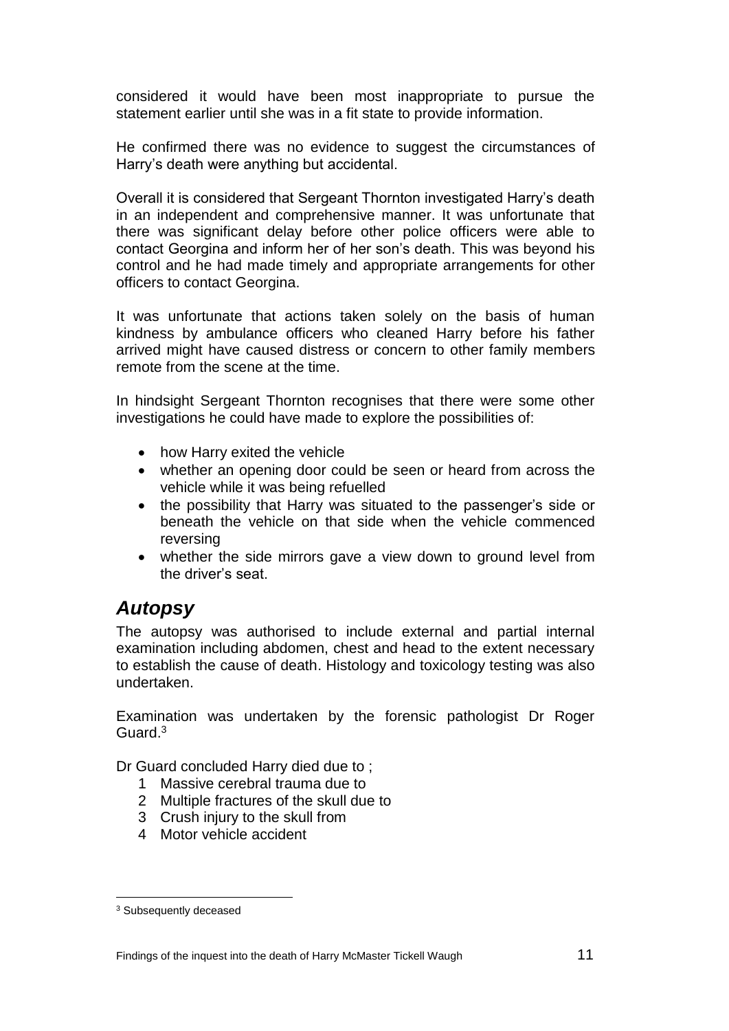considered it would have been most inappropriate to pursue the statement earlier until she was in a fit state to provide information.

He confirmed there was no evidence to suggest the circumstances of Harry's death were anything but accidental.

Overall it is considered that Sergeant Thornton investigated Harry's death in an independent and comprehensive manner. It was unfortunate that there was significant delay before other police officers were able to contact Georgina and inform her of her son's death. This was beyond his control and he had made timely and appropriate arrangements for other officers to contact Georgina.

It was unfortunate that actions taken solely on the basis of human kindness by ambulance officers who cleaned Harry before his father arrived might have caused distress or concern to other family members remote from the scene at the time.

In hindsight Sergeant Thornton recognises that there were some other investigations he could have made to explore the possibilities of:

- how Harry exited the vehicle
- whether an opening door could be seen or heard from across the vehicle while it was being refuelled
- the possibility that Harry was situated to the passenger's side or beneath the vehicle on that side when the vehicle commenced reversing
- whether the side mirrors gave a view down to ground level from the driver's seat.

## *Autopsy*

The autopsy was authorised to include external and partial internal examination including abdomen, chest and head to the extent necessary to establish the cause of death. Histology and toxicology testing was also undertaken.

Examination was undertaken by the forensic pathologist Dr Roger Guard.[3]

Dr Guard concluded Harry died due to ;

1. Massive cerebral trauma due to
2. Multiple fractures of the skull due to
3. Crush injury to the skull from
4. Motor vehicle accident

[3] Subsequently deceased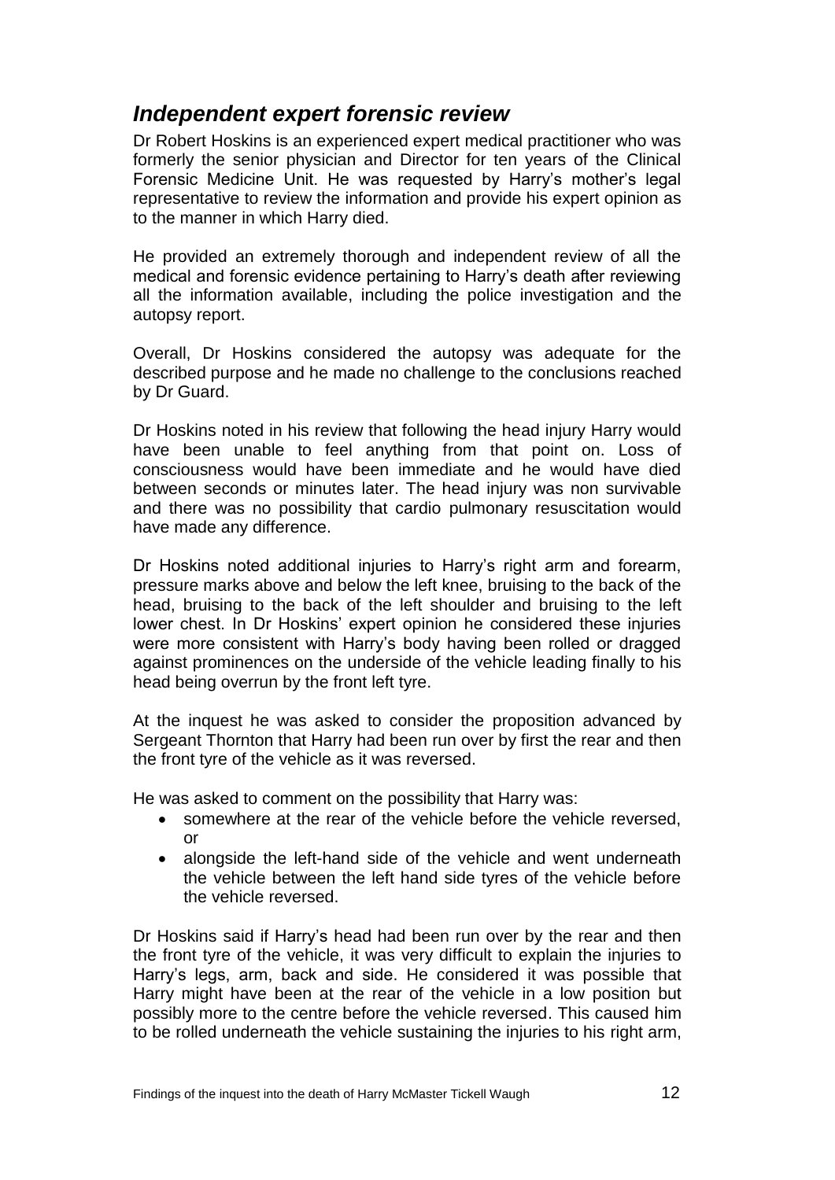## *Independent expert forensic review*

Dr Robert Hoskins is an experienced expert medical practitioner who was formerly the senior physician and Director for ten years of the Clinical Forensic Medicine Unit. He was requested by Harry's mother's legal representative to review the information and provide his expert opinion as to the manner in which Harry died.

He provided an extremely thorough and independent review of all the medical and forensic evidence pertaining to Harry's death after reviewing all the information available, including the police investigation and the autopsy report.

Overall, Dr Hoskins considered the autopsy was adequate for the described purpose and he made no challenge to the conclusions reached by Dr Guard.

Dr Hoskins noted in his review that following the head injury Harry would have been unable to feel anything from that point on. Loss of consciousness would have been immediate and he would have died between seconds or minutes later. The head injury was non survivable and there was no possibility that cardio pulmonary resuscitation would have made any difference.

Dr Hoskins noted additional injuries to Harry's right arm and forearm, pressure marks above and below the left knee, bruising to the back of the head, bruising to the back of the left shoulder and bruising to the left lower chest. In Dr Hoskins' expert opinion he considered these injuries were more consistent with Harry's body having been rolled or dragged against prominences on the underside of the vehicle leading finally to his head being overrun by the front left tyre.

At the inquest he was asked to consider the proposition advanced by Sergeant Thornton that Harry had been run over by first the rear and then the front tyre of the vehicle as it was reversed.

He was asked to comment on the possibility that Harry was:

- somewhere at the rear of the vehicle before the vehicle reversed, or
- alongside the left-hand side of the vehicle and went underneath the vehicle between the left hand side tyres of the vehicle before the vehicle reversed.

Dr Hoskins said if Harry's head had been run over by the rear and then the front tyre of the vehicle, it was very difficult to explain the injuries to Harry's legs, arm, back and side. He considered it was possible that Harry might have been at the rear of the vehicle in a low position but possibly more to the centre before the vehicle reversed. This caused him to be rolled underneath the vehicle sustaining the injuries to his right arm,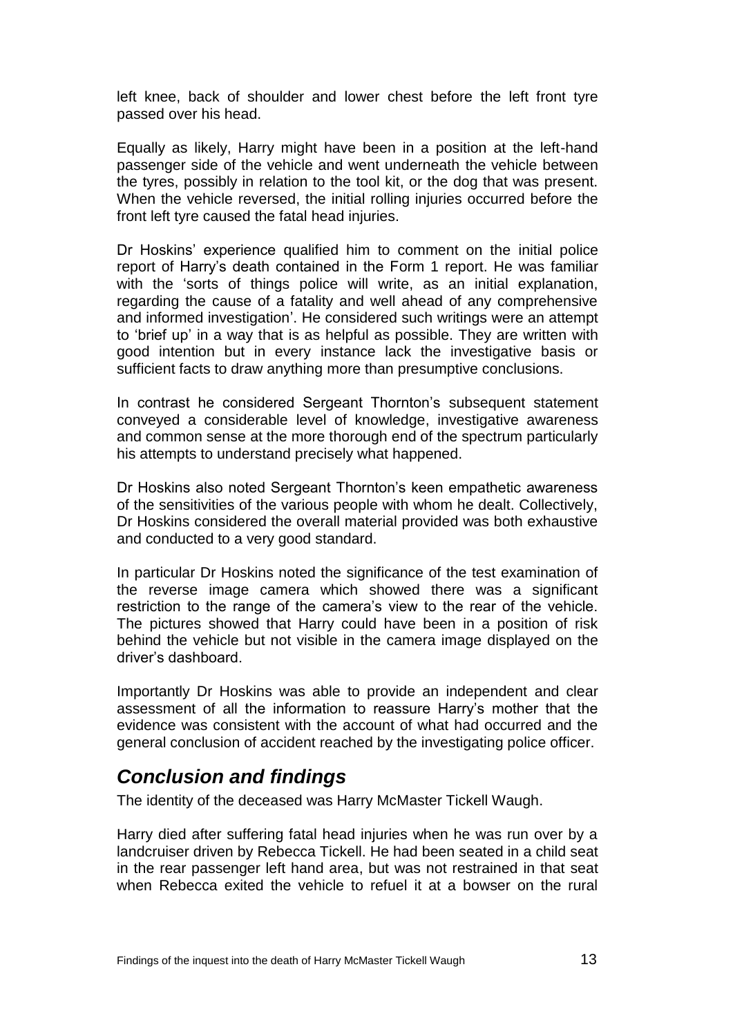left knee, back of shoulder and lower chest before the left front tyre passed over his head.

Equally as likely, Harry might have been in a position at the left-hand passenger side of the vehicle and went underneath the vehicle between the tyres, possibly in relation to the tool kit, or the dog that was present. When the vehicle reversed, the initial rolling injuries occurred before the front left tyre caused the fatal head injuries.

Dr Hoskins' experience qualified him to comment on the initial police report of Harry's death contained in the Form 1 report. He was familiar with the 'sorts of things police will write, as an initial explanation, regarding the cause of a fatality and well ahead of any comprehensive and informed investigation'. He considered such writings were an attempt to 'brief up' in a way that is as helpful as possible. They are written with good intention but in every instance lack the investigative basis or sufficient facts to draw anything more than presumptive conclusions.

In contrast he considered Sergeant Thornton's subsequent statement conveyed a considerable level of knowledge, investigative awareness and common sense at the more thorough end of the spectrum particularly his attempts to understand precisely what happened.

Dr Hoskins also noted Sergeant Thornton's keen empathetic awareness of the sensitivities of the various people with whom he dealt. Collectively, Dr Hoskins considered the overall material provided was both exhaustive and conducted to a very good standard.

In particular Dr Hoskins noted the significance of the test examination of the reverse image camera which showed there was a significant restriction to the range of the camera's view to the rear of the vehicle. The pictures showed that Harry could have been in a position of risk behind the vehicle but not visible in the camera image displayed on the driver's dashboard.

Importantly Dr Hoskins was able to provide an independent and clear assessment of all the information to reassure Harry's mother that the evidence was consistent with the account of what had occurred and the general conclusion of accident reached by the investigating police officer.

## *Conclusion and findings*

The identity of the deceased was Harry McMaster Tickell Waugh.

Harry died after suffering fatal head injuries when he was run over by a landcruiser driven by Rebecca Tickell. He had been seated in a child seat in the rear passenger left hand area, but was not restrained in that seat when Rebecca exited the vehicle to refuel it at a bowser on the rural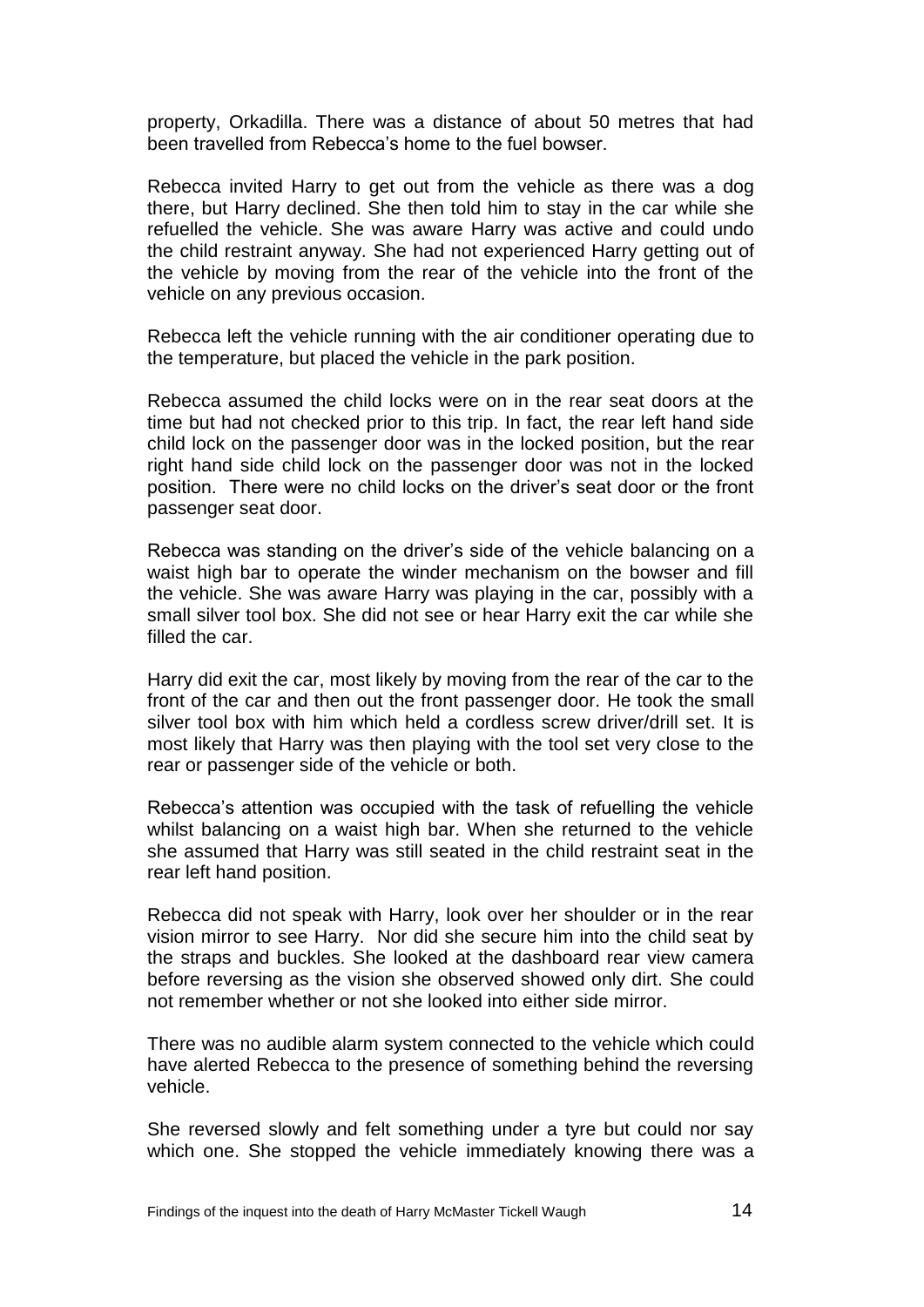property, Orkadilla. There was a distance of about 50 metres that had been travelled from Rebecca's home to the fuel bowser.

Rebecca invited Harry to get out from the vehicle as there was a dog there, but Harry declined. She then told him to stay in the car while she refuelled the vehicle. She was aware Harry was active and could undo the child restraint anyway. She had not experienced Harry getting out of the vehicle by moving from the rear of the vehicle into the front of the vehicle on any previous occasion.

Rebecca left the vehicle running with the air conditioner operating due to the temperature, but placed the vehicle in the park position.

Rebecca assumed the child locks were on in the rear seat doors at the time but had not checked prior to this trip. In fact, the rear left hand side child lock on the passenger door was in the locked position, but the rear right hand side child lock on the passenger door was not in the locked position. There were no child locks on the driver's seat door or the front passenger seat door.

Rebecca was standing on the driver's side of the vehicle balancing on a waist high bar to operate the winder mechanism on the bowser and fill the vehicle. She was aware Harry was playing in the car, possibly with a small silver tool box. She did not see or hear Harry exit the car while she filled the car.

Harry did exit the car, most likely by moving from the rear of the car to the front of the car and then out the front passenger door. He took the small silver tool box with him which held a cordless screw driver/drill set. It is most likely that Harry was then playing with the tool set very close to the rear or passenger side of the vehicle or both.

Rebecca's attention was occupied with the task of refuelling the vehicle whilst balancing on a waist high bar. When she returned to the vehicle she assumed that Harry was still seated in the child restraint seat in the rear left hand position.

Rebecca did not speak with Harry, look over her shoulder or in the rear vision mirror to see Harry. Nor did she secure him into the child seat by the straps and buckles. She looked at the dashboard rear view camera before reversing as the vision she observed showed only dirt. She could not remember whether or not she looked into either side mirror.

There was no audible alarm system connected to the vehicle which could have alerted Rebecca to the presence of something behind the reversing vehicle.

She reversed slowly and felt something under a tyre but could nor say which one. She stopped the vehicle immediately knowing there was a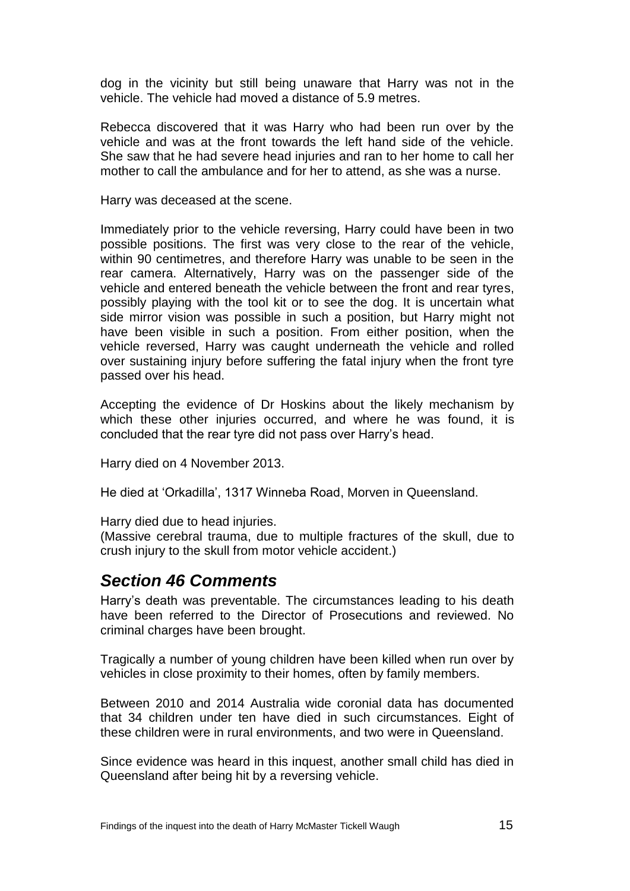dog in the vicinity but still being unaware that Harry was not in the vehicle. The vehicle had moved a distance of 5.9 metres.

Rebecca discovered that it was Harry who had been run over by the vehicle and was at the front towards the left hand side of the vehicle. She saw that he had severe head injuries and ran to her home to call her mother to call the ambulance and for her to attend, as she was a nurse.

Harry was deceased at the scene.

Immediately prior to the vehicle reversing, Harry could have been in two possible positions. The first was very close to the rear of the vehicle, within 90 centimetres, and therefore Harry was unable to be seen in the rear camera. Alternatively, Harry was on the passenger side of the vehicle and entered beneath the vehicle between the front and rear tyres, possibly playing with the tool kit or to see the dog. It is uncertain what side mirror vision was possible in such a position, but Harry might not have been visible in such a position. From either position, when the vehicle reversed, Harry was caught underneath the vehicle and rolled over sustaining injury before suffering the fatal injury when the front tyre passed over his head.

Accepting the evidence of Dr Hoskins about the likely mechanism by which these other injuries occurred, and where he was found, it is concluded that the rear tyre did not pass over Harry's head.

Harry died on 4 November 2013.

He died at 'Orkadilla', 1317 Winneba Road, Morven in Queensland.

Harry died due to head injuries.
(Massive cerebral trauma, due to multiple fractures of the skull, due to crush injury to the skull from motor vehicle accident.)

## *Section 46 Comments*

Harry's death was preventable. The circumstances leading to his death have been referred to the Director of Prosecutions and reviewed. No criminal charges have been brought.

Tragically a number of young children have been killed when run over by vehicles in close proximity to their homes, often by family members.

Between 2010 and 2014 Australia wide coronial data has documented that 34 children under ten have died in such circumstances. Eight of these children were in rural environments, and two were in Queensland.

Since evidence was heard in this inquest, another small child has died in Queensland after being hit by a reversing vehicle.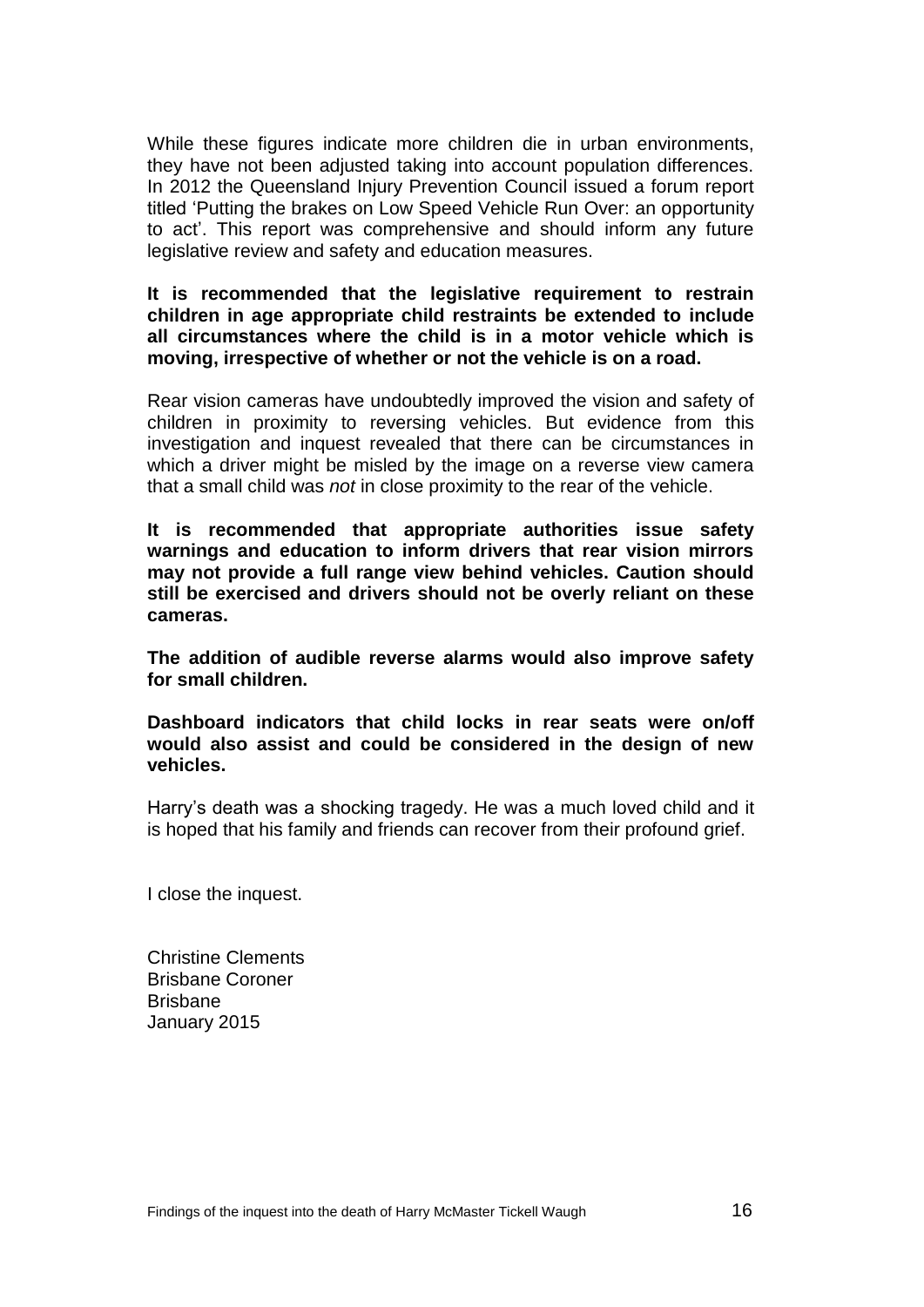While these figures indicate more children die in urban environments, they have not been adjusted taking into account population differences. In 2012 the Queensland Injury Prevention Council issued a forum report titled 'Putting the brakes on Low Speed Vehicle Run Over: an opportunity to act'. This report was comprehensive and should inform any future legislative review and safety and education measures.

**It is recommended that the legislative requirement to restrain children in age appropriate child restraints be extended to include all circumstances where the child is in a motor vehicle which is moving, irrespective of whether or not the vehicle is on a road.**

Rear vision cameras have undoubtedly improved the vision and safety of children in proximity to reversing vehicles. But evidence from this investigation and inquest revealed that there can be circumstances in which a driver might be misled by the image on a reverse view camera that a small child was *not* in close proximity to the rear of the vehicle.

**It is recommended that appropriate authorities issue safety warnings and education to inform drivers that rear vision mirrors may not provide a full range view behind vehicles. Caution should still be exercised and drivers should not be overly reliant on these cameras.**

**The addition of audible reverse alarms would also improve safety for small children.**

**Dashboard indicators that child locks in rear seats were on/off would also assist and could be considered in the design of new vehicles.**

Harry's death was a shocking tragedy. He was a much loved child and it is hoped that his family and friends can recover from their profound grief.

I close the inquest.

Christine Clements
Brisbane Coroner
Brisbane
January 2015